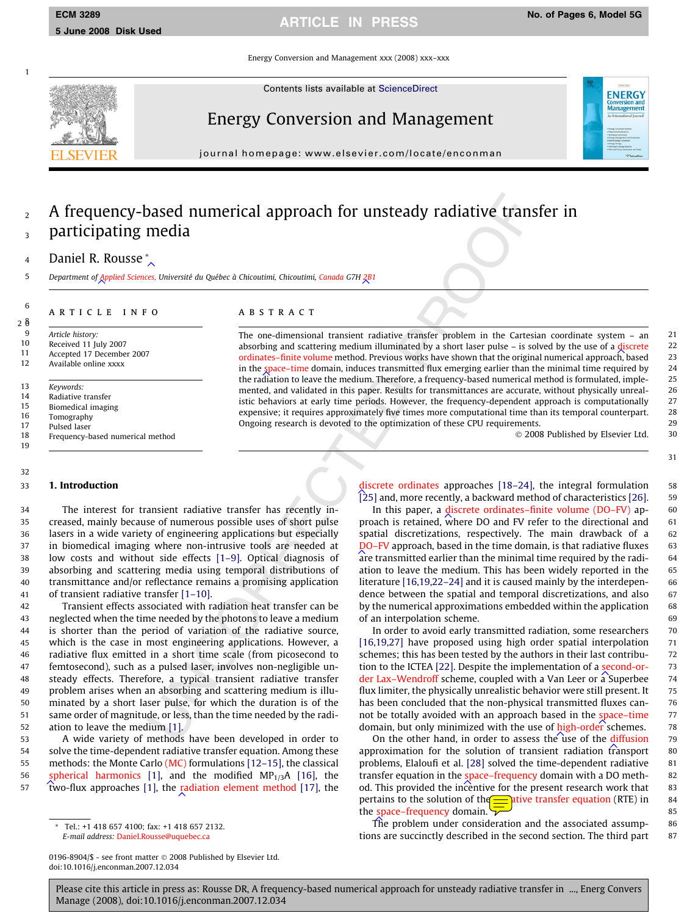# A frequency-based numerical approach for unsteady radiative transfer in participating media

Daniel R. Rousse *

Department of Applied Sciences, Université du Québec à Chicoutimi, Chicoutimi, Canada G7H 2B1

**ARTICLE INFO**

*Article history:*
Received 11 July 2007
Accepted 17 December 2007
Available online xxxx

*Keywords:*
Radiative transfer
Biomedical imaging
Tomography
Pulsed laser
Frequency-based numerical method

**ABSTRACT**

The one-dimensional transient radiative transfer problem in the Cartesian coordinate system – an absorbing and scattering medium illuminated by a short laser pulse – is solved by the use of a discrete ordinates–finite volume method. Previous works have shown that the original numerical approach, based in the space–time domain, induces transmitted flux emerging earlier than the minimal time required by the radiation to leave the medium. Therefore, a frequency-based numerical method is formulated, implemented, and validated in this paper. Results for transmittances are accurate, without physically unrealistic behaviors at early time periods. However, the frequency-dependent approach is computationally expensive; it requires approximately five times more computational time than its temporal counterpart. Ongoing research is devoted to the optimization of these CPU requirements.

© 2008 Published by Elsevier Ltd.

## 1. Introduction

The interest for transient radiative transfer has recently increased, mainly because of numerous possible uses of short pulse lasers in a wide variety of engineering applications but especially in biomedical imaging where non-intrusive tools are needed at low costs and without side effects [1–9]. Optical diagnosis of absorbing and scattering media using temporal distributions of transmittance and/or reflectance remains a promising application of transient radiative transfer [1–10].

Transient effects associated with radiation heat transfer can be neglected when the time needed by the photons to leave a medium is shorter than the period of variation of the radiative source, which is the case in most engineering applications. However, a radiative flux emitted in a short time scale (from picosecond to femtosecond), such as a pulsed laser, involves non-negligible unsteady effects. Therefore, a typical transient radiative transfer problem arises when an absorbing and scattering medium is illuminated by a short laser pulse, for which the duration is of the same order of magnitude, or less, than the time needed by the radiation to leave the medium [1].

A wide variety of methods have been developed in order to solve the time-dependent radiative transfer equation. Among these methods: the Monte Carlo (MC) formulations [12–15], the classical spherical harmonics [1], and the modified $MP_{1/3}A$ [16], the two-flux approaches [1], the radiation element method [17], the discrete ordinates approaches [18–24], the integral formulation [25] and, more recently, a backward method of characteristics [26].

In this paper, a discrete ordinates–finite volume (DO–FV) approach is retained, where DO and FV refer to the directional and spatial discretizations, respectively. The main drawback of a DO–FV approach, based in the time domain, is that radiative fluxes are transmitted earlier than the minimal time required by the radiation to leave the medium. This has been widely reported in the literature [16,19,22–24] and it is caused mainly by the interdependence between the spatial and temporal discretizations, and also by the numerical approximations embedded within the application of an interpolation scheme.

In order to avoid early transmitted radiation, some researchers [16,19,27] have proposed using high order spatial interpolation schemes; this has been tested by the authors in their last contribution to the ICTEA [22]. Despite the implementation of a second-order Lax–Wendroff scheme, coupled with a Van Leer or a Superbee flux limiter, the physically unrealistic behavior were still present. It has been concluded that the non-physical transmitted fluxes cannot be totally avoided with an approach based in the space–time domain, but only minimized with the use of high-order schemes.

On the other hand, in order to assess the use of the diffusion approximation for the solution of transient radiation transport problems, Elaloufi et al. [28] solved the time-dependent radiative transfer equation in the space–frequency domain with a DO method. This provided the incentive for the present research work that pertains to the solution of the radiative transfer equation (RTE) in the space–frequency domain.

The problem under consideration and the associated assumptions are succinctly described in the second section. The third part

---

* Tel.: +1 418 657 4100; fax: +1 418 657 2132.
*E-mail address:* Daniel.Rousse@uquebec.ca

0196-8904/$ - see front matter © 2008 Published by Elsevier Ltd.
doi:10.1016/j.enconman.2007.12.034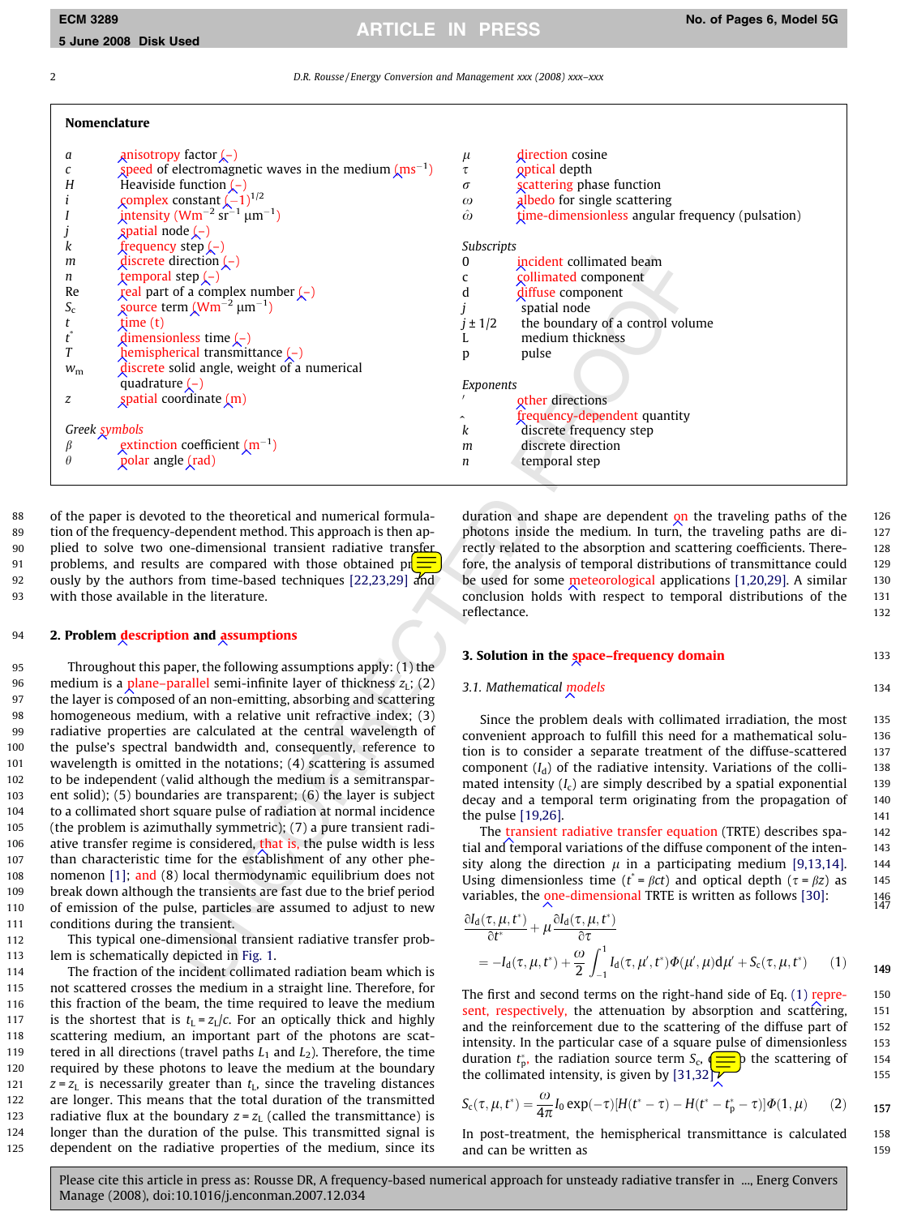## Nomenclature

| | |
|---|---|
| $a$ | anisotropy factor (–) |
| $c$ | speed of electromagnetic waves in the medium (ms$^{-1}$) |
| $H$ | Heaviside function (–) |
| $i$ | complex constant $(-1)^{1/2}$ |
| $I$ | intensity (Wm$^{-2}$ sr$^{-1}$ μm$^{-1}$) |
| $j$ | spatial node (–) |
| $k$ | frequency step (–) |
| $m$ | discrete direction (–) |
| $n$ | temporal step (–) |
| Re | real part of a complex number (–) |
| $S_c$ | source term (Wm$^{-2}$ μm$^{-1}$) |
| $t$ | time (t) |
| $t^*$ | dimensionless time (–) |
| $T$ | hemispherical transmittance (–) |
| $w_m$ | discrete solid angle, weight of a numerical quadrature (–) |
| $z$ | spatial coordinate (m) |

*Greek symbols*

| | |
|---|---|
| $\beta$ | extinction coefficient (m$^{-1}$) |
| $\theta$ | polar angle (rad) |
| $\mu$ | direction cosine |
| $\tau$ | optical depth |
| $\sigma$ | scattering phase function |
| $\omega$ | albedo for single scattering |
| $\hat{\omega}$ | time-dimensionless angular frequency (pulsation) |

*Subscripts*

| | |
|---|---|
| 0 | incident collimated beam |
| c | collimated component |
| d | diffuse component |
| $j$ | spatial node |
| $j \pm 1/2$ | the boundary of a control volume |
| L | medium thickness |
| p | pulse |

*Exponents*

| | |
|---|---|
| $'$ | other directions |
| $\hat{}$ | frequency-dependent quantity |
| $k$ | discrete frequency step |
| $m$ | discrete direction |
| $n$ | temporal step |

of the paper is devoted to the theoretical and numerical formulation of the frequency-dependent method. This approach is then applied to solve two one-dimensional transient radiative transfer problems, and results are compared with those obtained previously by the authors from time-based techniques [22,23,29] and with those available in the literature.

## 2. Problem description and assumptions

Throughout this paper, the following assumptions apply: (1) the medium is a plane–parallel semi-infinite layer of thickness $z_L$; (2) the layer is composed of an non-emitting, absorbing and scattering homogeneous medium, with a relative unit refractive index; (3) radiative properties are calculated at the central wavelength of the pulse's spectral bandwidth and, consequently, reference to wavelength is omitted in the notations; (4) scattering is assumed to be independent (valid although the medium is a semitransparent solid); (5) boundaries are transparent; (6) the layer is subject to a collimated short square pulse of radiation at normal incidence (the problem is azimuthally symmetric); (7) a pure transient radiative transfer regime is considered, that is, the pulse width is less than characteristic time for the establishment of any other phenomenon [1]; and (8) local thermodynamic equilibrium does not break down although the transients are fast due to the brief period of emission of the pulse, particles are assumed to adjust to new conditions during the transient.

This typical one-dimensional transient radiative transfer problem is schematically depicted in Fig. 1.

The fraction of the incident collimated radiation beam which is not scattered crosses the medium in a straight line. Therefore, for this fraction of the beam, the time required to leave the medium is the shortest that is $t_L = z_L/c$. For an optically thick and highly scattering medium, an important part of the photons are scattered in all directions (travel paths $L_1$ and $L_2$). Therefore, the time required by these photons to leave the medium at the boundary $z = z_L$ is necessarily greater than $t_L$, since the traveling distances are longer. This means that the total duration of the transmitted radiative flux at the boundary $z = z_L$ (called the transmittance) is longer than the duration of the pulse. This transmitted signal is dependent on the radiative properties of the medium, since its duration and shape are dependent on the traveling paths of the photons inside the medium. In turn, the traveling paths are directly related to the absorption and scattering coefficients. Therefore, the analysis of temporal distributions of transmittance could be used for some meteorological applications [1,20,29]. A similar conclusion holds with respect to temporal distributions of the reflectance.

## 3. Solution in the space–frequency domain

### 3.1. Mathematical models

Since the problem deals with collimated irradiation, the most convenient approach to fulfill this need for a mathematical solution is to consider a separate treatment of the diffuse-scattered component ($I_d$) of the radiative intensity. Variations of the collimated intensity ($I_c$) are simply described by a spatial exponential decay and a temporal term originating from the propagation of the pulse [19,26].

The transient radiative transfer equation (TRTE) describes spatial and temporal variations of the diffuse component of the intensity along the direction $\mu$ in a participating medium [9,13,14]. Using dimensionless time ($t^* = \beta ct$) and optical depth ($\tau = \beta z$) as variables, the one-dimensional TRTE is written as follows [30]:

$$\frac{\partial I_d(\tau,\mu,t^*)}{\partial t^*} + \mu\frac{\partial I_d(\tau,\mu,t^*)}{\partial \tau} = -I_d(\tau,\mu,t^*) + \frac{\omega}{2}\int_{-1}^{1} I_d(\tau,\mu',t^*)\Phi(\mu',\mu)\mathrm{d}\mu' + S_c(\tau,\mu,t^*) \quad (1)$$

The first and second terms on the right-hand side of Eq. (1) represent, respectively, the attenuation by absorption and scattering, and the reinforcement due to the scattering of the diffuse part of intensity. In the particular case of a square pulse of dimensionless duration $t_p^*$, the radiation source term $S_c$, due to the scattering of the collimated intensity, is given by [31,32]

$$S_c(\tau,\mu,t^*) = \frac{\omega}{4\pi} I_0 \exp(-\tau)[H(t^* - \tau) - H(t^* - t_p^* - \tau)]\Phi(1,\mu) \quad (2)$$

In post-treatment, the hemispherical transmittance is calculated and can be written as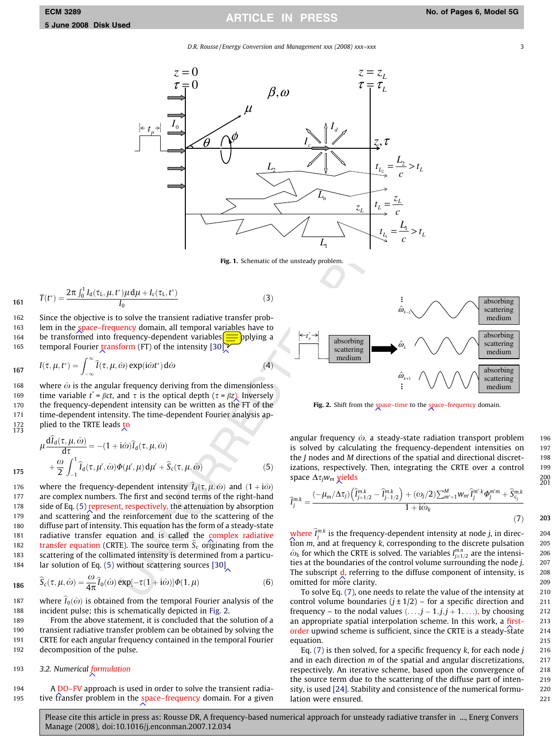z = 0
τ = 0

z = z_L
τ = τ_L

β, ω

μ

t_p

I_0

I_d

θ

ϕ

I_c

z, τ

L_2

$t_{L_2} = \frac{L_2}{c} > t_L$

L_n

z_L

$t_L = \frac{z_L}{c}$

$t_{L_1} = \frac{L_1}{c} > t_L$

L_1

**Fig. 1.** Schematic of the unsteady problem.

$$T(t^*) = \frac{2\pi \int_0^1 I_d(\tau_L, \mu, t^*) \mu \, d\mu + I_c(\tau_L, t^*)}{I_0} \tag{3}$$

Since the objective is to solve the transient radiative transfer problem in the space–frequency domain, all temporal variables have to be transformed into frequency-dependent variables applying a temporal Fourier transform (FT) of the intensity [30]

$$I(\tau, \mu, t^*) = \int_{-\infty}^{\infty} \hat{I}(\tau, \mu, \hat{\omega}) \exp(i\hat{\omega}t^*) \, d\hat{\omega} \tag{4}$$

where $\hat{\omega}$ is the angular frequency deriving from the dimensionless time variable $t^* = \beta ct$, and $\tau$ is the optical depth ($\tau = \beta z$). Inversely the frequency-dependent intensity can be written as the FT of the time-dependent intensity. The time-dependent Fourier analysis applied to the TRTE leads to

$$\mu \frac{d\hat{I}_d(\tau, \mu, \hat{\omega})}{d\tau} = -(1 + i\hat{\omega})\hat{I}_d(\tau, \mu, \hat{\omega}) + \frac{\omega}{2} \int_{-1}^{1} \hat{I}_d(\tau, \mu', \hat{\omega}) \Phi(\mu', \mu) \, d\mu' + \hat{S}_c(\tau, \mu, \hat{\omega}) \tag{5}$$

where the frequency-dependent intensity $\hat{I}_d(\tau, \mu, \hat{\omega})$ and $(1 + i\hat{\omega})$ are complex numbers. The first and second terms of the right-hand side of Eq. (5) represent, respectively, the attenuation by absorption and scattering and the reinforcement due to the scattering of the diffuse part of intensity. This equation has the form of a steady-state radiative transfer equation and is called the complex radiative transfer equation (CRTE). The source term $\hat{S}_c$ originating from the scattering of the collimated intensity is determined from a particular solution of Eq. (5) without scattering sources [30]

$$\hat{S}_c(\tau, \mu, \hat{\omega}) = \frac{\omega}{4\pi} \hat{I}_0(\hat{\omega}) \exp[-\tau(1 + i\hat{\omega})] \Phi(1, \mu) \tag{6}$$

where $\hat{I}_0(\hat{\omega})$ is obtained from the temporal Fourier analysis of the incident pulse; this is schematically depicted in Fig. 2.

From the above statement, it is concluded that the solution of a transient radiative transfer problem can be obtained by solving the CRTE for each angular frequency contained in the temporal Fourier decomposition of the pulse.

### 3.2. Numerical formulation

A DO–FV approach is used in order to solve the transient radiative transfer problem in the space–frequency domain. For a given

$t_p^*$

absorbing scattering medium

$\hat{\omega}_{k-1}$

$\hat{\omega}_k$

$\hat{\omega}_{k+1}$

absorbing scattering medium

absorbing scattering medium

absorbing scattering medium

**Fig. 2.** Shift from the space–time to the space–frequency domain.

angular frequency $\hat{\omega}$, a steady-state radiation transport problem is solved by calculating the frequency-dependent intensities on the $J$ nodes and $M$ directions of the spatial and directional discretizations, respectively. Then, integrating the CRTE over a control space $\Delta\tau_j w_m$ yields

$$\hat{I}_j^{m,k} = \frac{(-\mu_m/\Delta\tau_j)\left(\hat{I}_{j+1/2}^{m,k} - \hat{I}_{j-1/2}^{m,k}\right) + (\omega_j/2)\sum_{m'=1}^{M} w_{m'} \hat{I}_j^{m',k} \Phi_j^{m'm} + \hat{S}_{c_j}^{m,k}}{1 + i\hat{\omega}_k} \tag{7}$$

where $\hat{I}_j^{m,k}$ is the frequency-dependent intensity at node $j$, in direction $m$, and at frequency $k$, corresponding to the discrete pulsation $\hat{\omega}_k$ for which the CRTE is solved. The variables $I_{j\pm1/2}^{m,n}$ are the intensities at the boundaries of the control volume surrounding the node $j$. The subscript d, referring to the diffuse component of intensity, is omitted for more clarity.

To solve Eq. (7), one needs to relate the value of the intensity at control volume boundaries ($j \pm 1/2$) – for a specific direction and frequency – to the nodal values $(\ldots, j-1, j, j+1, \ldots)$, by choosing an appropriate spatial interpolation scheme. In this work, a first-order upwind scheme is sufficient, since the CRTE is a steady-state equation.

Eq. (7) is then solved, for a specific frequency $k$, for each node $j$ and in each direction $m$ of the spatial and angular discretizations, respectively. An iterative scheme, based upon the convergence of the source term due to the scattering of the diffuse part of intensity, is used [24]. Stability and consistence of the numerical formulation were ensured.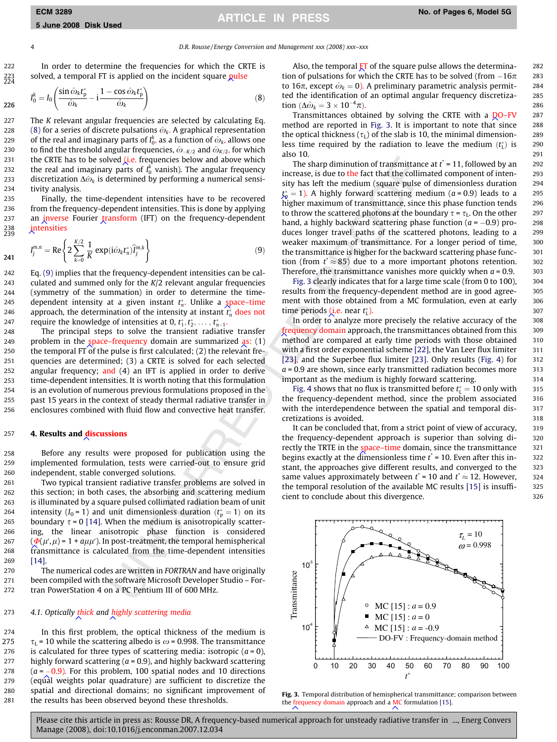In order to determine the frequencies for which the CRTE is solved, a temporal FT is applied on the incident square pulse

$$I_0^k = I_0\left(\frac{\sin\hat{\omega}_k t_p^*}{\hat{\omega}_k} - \mathrm{i}\frac{1-\cos\hat{\omega}_k t_p^*}{\hat{\omega}_k}\right) \tag{8}$$

The $K$ relevant angular frequencies are selected by calculating Eq. (8) for a series of discrete pulsations $\hat{\omega}_k$. A graphical representation of the real and imaginary parts of $I_0^k$, as a function of $\hat{\omega}_k$, allows one to find the threshold angular frequencies, $\hat{\omega}_{-K/2}$ and $\hat{\omega}_{K/2}$, for which the CRTE has to be solved (i.e. frequencies below and above which the real and imaginary parts of $I_0^k$ vanish). The angular frequency discretization $\Delta\hat{\omega}_k$ is determined by performing a numerical sensitivity analysis.

Finally, the time-dependent intensities have to be recovered from the frequency-dependent intensities. This is done by applying an inverse Fourier transform (IFT) on the frequency-dependent intensities

$$I_j^{m,n} = \mathrm{Re}\left\{2\sum_{k=0}^{K/2}\frac{1}{K}\exp(\mathrm{i}\hat{\omega}_k t_n^*)\hat{I}_j^{m,k}\right\} \tag{9}$$

Eq. (9) implies that the frequency-dependent intensities can be calculated and summed only for the $K/2$ relevant angular frequencies (symmetry of the summation) in order to determine the time-dependent intensity at a given instant $t_n^*$. Unlike a space–time approach, the determination of the intensity at instant $t_n^*$ does not require the knowledge of intensities at $t_1^*, t_2^*, \ldots, t_{n-1}^*$.

The principal steps to solve the transient radiative transfer problem in the space–frequency domain are summarized as: (1) the temporal FT of the pulse is first calculated; (2) the relevant frequencies are determined; (3) a CRTE is solved for each selected angular frequency; and (4) an IFT is applied in order to derive time-dependent intensities. It is worth noting that this formulation is an evolution of numerous previous formulations proposed in the past 15 years in the context of steady thermal radiative transfer in enclosures combined with fluid flow and convective heat transfer.

## 4. Results and discussions

Before any results were proposed for publication using the implemented formulation, tests were carried-out to ensure grid independent, stable converged solutions.

Two typical transient radiative transfer problems are solved in this section; in both cases, the absorbing and scattering medium is illuminated by a square pulsed collimated radiation beam of unit intensity ($I_0 = 1$) and unit dimensionless duration ($t_p^* = 1$) on its boundary $\tau = 0$ [14]. When the medium is anisotropically scattering, the linear anisotropic phase function is considered ($\Phi(\mu',\mu) = 1 + a\mu\mu'$). In post-treatment, the temporal hemispherical transmittance is calculated from the time-dependent intensities [14].

The numerical codes are written in *FORTRAN* and have originally been compiled with the software Microsoft Developer Studio – Fortran PowerStation 4 on a PC Pentium III of 600 MHz.

### 4.1. Optically thick and highly scattering media

In this first problem, the optical thickness of the medium is $\tau_L = 10$ while the scattering albedo is $\omega = 0.998$. The transmittance is calculated for three types of scattering media: isotropic ($a = 0$), highly forward scattering ($a = 0.9$), and highly backward scattering ($a = -0.9$). For this problem, 100 spatial nodes and 10 directions (equal weights polar quadrature) are sufficient to discretize the spatial and directional domains; no significant improvement of the results has been observed beyond these thresholds.

Also, the temporal FT of the square pulse allows the determination of pulsations for which the CRTE has to be solved (from $-16\pi$ to $16\pi$, except $\hat{\omega}_k = 0$). A preliminary parametric analysis permitted the identification of an optimal angular frequency discretization ($\Delta\hat{\omega}_k = 3\times10^{-4}\pi$).

Transmittances obtained by solving the CRTE with a DO–FV method are reported in Fig. 3. It is important to note that since the optical thickness ($\tau_L$) of the slab is 10, the minimal dimensionless time required by the radiation to leave the medium ($t_L^*$) is also 10.

The sharp diminution of transmittance at $t^* = 11$, followed by an increase, is due to the fact that the collimated component of intensity has left the medium (square pulse of dimensionless duration $t_p^* = 1$). A highly forward scattering medium ($a = 0.9$) leads to a higher maximum of transmittance, since this phase function tends to throw the scattered photons at the boundary $\tau = \tau_L$. On the other hand, a highly backward scattering phase function ($a = -0.9$) produces longer travel paths of the scattered photons, leading to a weaker maximum of transmittance. For a longer period of time, the transmittance is higher for the backward scattering phase function (from $t^* \approx 85$) due to a more important photons retention. Therefore, the transmittance vanishes more quickly when $a = 0.9$.

Fig. 3 clearly indicates that for a large time scale (from 0 to 100), results from the frequency-dependent method are in good agreement with those obtained from a MC formulation, even at early time periods (i.e. near $t_L^*$).

In order to analyze more precisely the relative accuracy of the frequency domain approach, the transmittances obtained from this method are compared at early time periods with those obtained with a first order exponential scheme [22], the Van Leer flux limiter [23], and the Superbee flux limiter [23]. Only results (Fig. 4) for $a = 0.9$ are shown, since early transmitted radiation becomes more important as the medium is highly forward scattering.

Fig. 4 shows that no flux is transmitted before $t_L^* = 10$ only with the frequency-dependent method, since the problem associated with the interdependence between the spatial and temporal discretizations is avoided.

It can be concluded that, from a strict point of view of accuracy, the frequency-dependent approach is superior than solving directly the TRTE in the space–time domain, since the transmittance begins exactly at the dimensionless time $t^* = 10$. Even after this instant, the approaches give different results, and converged to the same values approximately between $t^* = 10$ and $t^* \approx 12$. However, the temporal resolution of the available MC results [15] is insufficient to conclude about this divergence.

$\tau_L = 10$
$\omega = 0.998$
$10^{-3}$
$10^{-4}$
Transmittance
○ MC [15] : $a = 0.9$
■ MC [15] : $a = 0$
△ MC [15] : $a = -0.9$
—— DO-FV : Frequency-domain method
0 10 20 30 40 50 60 70 80 90 100
$t^*$

Fig. 3. Temporal distribution of hemispherical transmittance; comparison between the frequency domain approach and a MC formulation [15].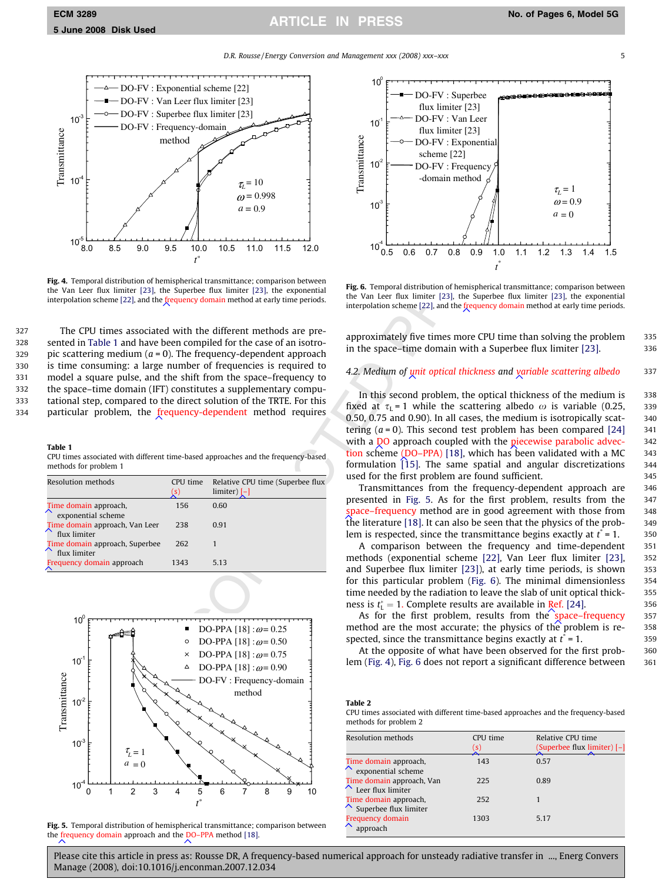DO-FV : Exponential scheme [22]
DO-FV : Van Leer flux limiter [23]
DO-FV : Superbee flux limiter [23]
DO-FV : Frequency-domain method

Transmittance

$\tau_L = 10$
$\omega = 0.998$
$a = 0.9$

$10^{-3}$
$10^{-4}$
$10^{-5}$
8.0 8.5 9.0 9.5 10.0 10.5 11.0 11.5 12.0
$t^*$

**Fig. 4.** Temporal distribution of hemispherical transmittance; comparison between the Van Leer flux limiter [23], the Superbee flux limiter [23], the exponential interpolation scheme [22], and the frequency domain method at early time periods.

DO-FV : Superbee flux limiter [23]
DO-FV : Van Leer flux limiter [23]
DO-FV : Exponential scheme [22]
DO-FV : Frequency -domain method

Transmittance

$\tau_L = 1$
$\omega = 0.9$
$a = 0$

$10^{0}$
$10^{-1}$
$10^{-2}$
$10^{-3}$
$10^{-4}$
0.5 0.6 0.7 0.8 0.9 1.0 1.1 1.2 1.3 1.4 1.5
$t^*$

**Fig. 6.** Temporal distribution of hemispherical transmittance; comparison between the Van Leer flux limiter [23], the Superbee flux limiter [23], the exponential interpolation scheme [22], and the frequency domain method at early time periods.

The CPU times associated with the different methods are presented in Table 1 and have been compiled for the case of an isotropic scattering medium ($a = 0$). The frequency-dependent approach is time consuming: a large number of frequencies is required to model a square pulse, and the shift from the space–frequency to the space–time domain (IFT) constitutes a supplementary computational step, compared to the direct solution of the TRTE. For this particular problem, the frequency-dependent method requires approximately five times more CPU time than solving the problem in the space–time domain with a Superbee flux limiter [23].

**Table 1**
CPU times associated with different time-based approaches and the frequency-based methods for problem 1

| Resolution methods | CPU time (s) | Relative CPU time (Superbee flux limiter) [–] |
|---|---|---|
| Time domain approach, exponential scheme | 156 | 0.60 |
| Time domain approach, Van Leer flux limiter | 238 | 0.91 |
| Time domain approach, Superbee flux limiter | 262 | 1 |
| Frequency domain approach | 1343 | 5.13 |

DO-PPA [18] : $\omega = 0.25$
DO-PPA [18] : $\omega = 0.50$
DO-PPA [18] : $\omega = 0.75$
DO-PPA [18] : $\omega = 0.90$
DO-FV : Frequency-domain method

Transmittance

$\tau_L = 1$
$a = 0$

$10^{0}$
$10^{-1}$
$10^{-2}$
$10^{-3}$
$10^{-4}$
0 1 2 3 4 5 6 7 8 9 10
$t^*$

**Fig. 5.** Temporal distribution of hemispherical transmittance; comparison between the frequency domain approach and the DO–PPA method [18].

## 4.2. Medium of unit optical thickness and variable scattering albedo

In this second problem, the optical thickness of the medium is fixed at $\tau_L = 1$ while the scattering albedo $\omega$ is variable (0.25, 0.50, 0.75 and 0.90). In all cases, the medium is isotropically scattering ($a = 0$). This second test problem has been compared [24] with a DO approach coupled with the piecewise parabolic advection scheme (DO–PPA) [18], which has been validated with a MC formulation [15]. The same spatial and angular discretizations used for the first problem are found sufficient.

Transmittances from the frequency-dependent approach are presented in Fig. 5. As for the first problem, results from the space–frequency method are in good agreement with those from the literature [18]. It can also be seen that the physics of the problem is respected, since the transmittance begins exactly at $t^* = 1$.

A comparison between the frequency and time-dependent methods (exponential scheme [22], Van Leer flux limiter [23], and Superbee flux limiter [23]), at early time periods, is shown for this particular problem (Fig. 6). The minimal dimensionless time needed by the radiation to leave the slab of unit optical thickness is $t^*_L = 1$. Complete results are available in Ref. [24].

As for the first problem, results from the space–frequency method are the most accurate; the physics of the problem is respected, since the transmittance begins exactly at $t^* = 1$.

At the opposite of what have been observed for the first problem (Fig. 4), Fig. 6 does not report a significant difference between

**Table 2**
CPU times associated with different time-based approaches and the frequency-based methods for problem 2

| Resolution methods | CPU time (s) | Relative CPU time (Superbee flux limiter) [–] |
|---|---|---|
| Time domain approach, exponential scheme | 143 | 0.57 |
| Time domain approach, Van Leer flux limiter | 225 | 0.89 |
| Time domain approach, Superbee flux limiter | 252 | 1 |
| Frequency domain approach | 1303 | 5.17 |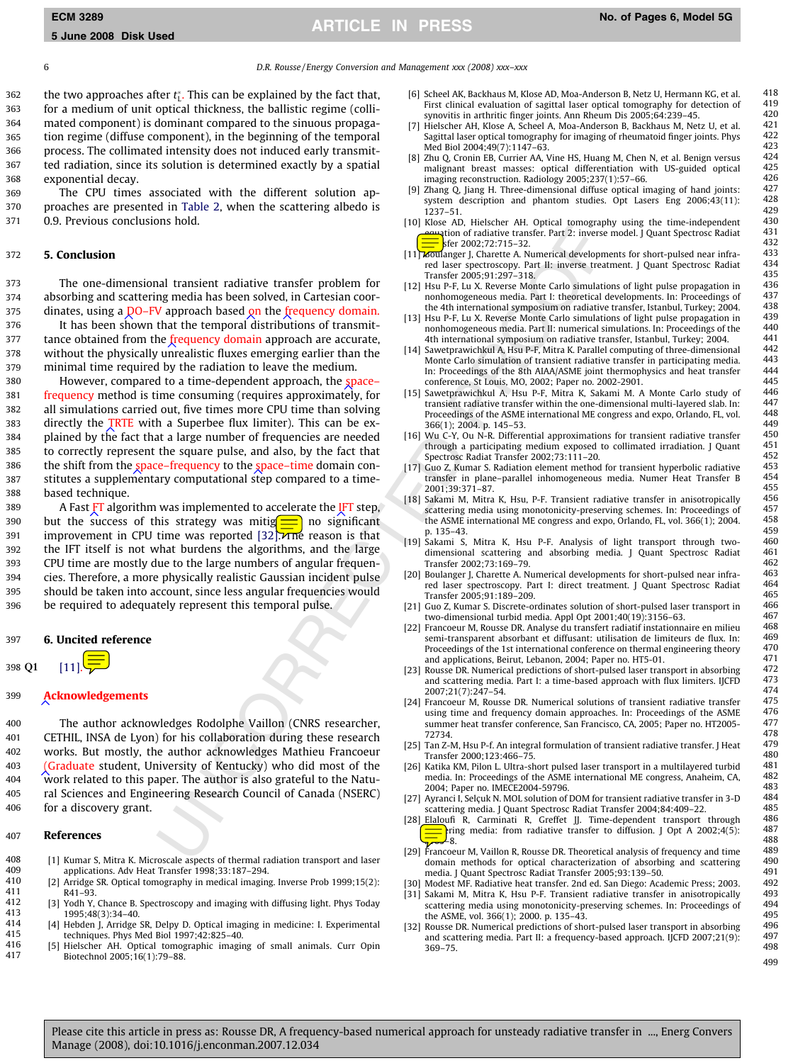the two approaches after $t_L^*$. This can be explained by the fact that, for a medium of unit optical thickness, the ballistic regime (collimated component) is dominant compared to the sinuous propagation regime (diffuse component), in the beginning of the temporal process. The collimated intensity does not induced early transmitted radiation, since its solution is determined exactly by a spatial exponential decay.

The CPU times associated with the different solution approaches are presented in Table 2, when the scattering albedo is 0.9. Previous conclusions hold.

## 5. Conclusion

The one-dimensional transient radiative transfer problem for absorbing and scattering media has been solved, in Cartesian coordinates, using a DO–FV approach based on the frequency domain.

It has been shown that the temporal distributions of transmittance obtained from the frequency domain approach are accurate, without the physically unrealistic fluxes emerging earlier than the minimal time required by the radiation to leave the medium.

However, compared to a time-dependent approach, the space–frequency method is time consuming (requires approximately, for all simulations carried out, five times more CPU time than solving directly the TRTE with a Superbee flux limiter). This can be explained by the fact that a large number of frequencies are needed to correctly represent the square pulse, and also, by the fact that the shift from the space–frequency to the space–time domain constitutes a supplementary computational step compared to a time-based technique.

A Fast FT algorithm was implemented to accelerate the IFT step, but the success of this strategy was mitig[...] no significant improvement in CPU time was reported [32]. The reason is that the IFT itself is not what burdens the algorithms, and the large CPU time are mostly due to the large numbers of angular frequencies. Therefore, a more physically realistic Gaussian incident pulse should be taken into account, since less angular frequencies would be required to adequately represent this temporal pulse.

## 6. Uncited reference

Q1 [11].

## Acknowledgements

The author acknowledges Rodolphe Vaillon (CNRS researcher, CETHIL, INSA de Lyon) for his collaboration during these research works. But mostly, the author acknowledges Mathieu Francoeur (Graduate student, University of Kentucky) who did most of the work related to this paper. The author is also grateful to the Natural Sciences and Engineering Research Council of Canada (NSERC) for a discovery grant.

## References

[1] Kumar S, Mitra K. Microscale aspects of thermal radiation transport and laser applications. Adv Heat Transfer 1998;33:187–294.

[2] Arridge SR. Optical tomography in medical imaging. Inverse Prob 1999;15(2): R41–93.

[3] Yodh Y, Chance B. Spectroscopy and imaging with diffusing light. Phys Today 1995;48(3):34–40.

[4] Hebden J, Arridge SR, Delpy D. Optical imaging in medicine: I. Experimental techniques. Phys Med Biol 1997;42:825–40.

[5] Hielscher AH. Optical tomographic imaging of small animals. Curr Opin Biotechnol 2005;16(1):79–88.

[6] Scheel AK, Backhaus M, Klose AD, Moa-Anderson B, Netz U, Hermann KG, et al. First clinical evaluation of sagittal laser optical tomography for detection of synovitis in arthritic finger joints. Ann Rheum Dis 2005;64:239–45.

[7] Hielscher AH, Klose A, Scheel A, Moa-Anderson B, Backhaus M, Netz U, et al. Sagittal laser optical tomography for imaging of rheumatoid finger joints. Phys Med Biol 2004;49(7):1147–63.

[8] Zhu Q, Cronin EB, Currier AA, Vine HS, Huang M, Chen N, et al. Benign versus malignant breast masses: optical differentiation with US-guided optical imaging reconstruction. Radiology 2005;237(1):57–66.

[9] Zhang Q, Jiang H. Three-dimensional diffuse optical imaging of hand joints: system description and phantom studies. Opt Lasers Eng 2006;43(11): 1237–51.

[10] Klose AD, Hielscher AH. Optical tomography using the time-independent equation of radiative transfer. Part 2: inverse model. J Quant Spectrosc Radiat Transfer 2002;72:715–32.

[11] Boulanger J, Charette A. Numerical developments for short-pulsed near infrared laser spectroscopy. Part II: inverse treatment. J Quant Spectrosc Radiat Transfer 2005;91:297–318.

[12] Hsu P-F, Lu X. Reverse Monte Carlo simulations of light pulse propagation in nonhomogeneous media. Part I: theoretical developments. In: Proceedings of the 4th international symposium on radiative transfer, Istanbul, Turkey; 2004.

[13] Hsu P-F, Lu X. Reverse Monte Carlo simulations of light pulse propagation in nonhomogeneous media. Part II: numerical simulations. In: Proceedings of the 4th international symposium on radiative transfer, Istanbul, Turkey; 2004.

[14] Sawetprawichkul A, Hsu P-F, Mitra K. Parallel computing of three-dimensional Monte Carlo simulation of transient radiative transfer in participating media. In: Proceedings of the 8th AIAA/ASME joint thermophysics and heat transfer conference, St Louis, MO, 2002; Paper no. 2002-2901.

[15] Sawetprawichkul A, Hsu P-F, Mitra K, Sakami M. A Monte Carlo study of transient radiative transfer within the one-dimensional multi-layered slab. In: Proceedings of the ASME international ME congress and expo, Orlando, FL, vol. 366(1); 2004. p. 145–53.

[16] Wu C-Y, Ou N-R. Differential approximations for transient radiative transfer through a participating medium exposed to collimated irradiation. J Quant Spectrosc Radiat Transfer 2002;73:111–20.

[17] Guo Z, Kumar S. Radiation element method for transient hyperbolic radiative transfer in plane–parallel inhomogeneous media. Numer Heat Transfer B 2001;39:371–87.

[18] Sakami M, Mitra K, Hsu, P-F. Transient radiative transfer in anisotropically scattering media using monotonicity-preserving schemes. In: Proceedings of the ASME international ME congress and expo, Orlando, FL, vol. 366(1); 2004. p. 135–43.

[19] Sakami S, Mitra K, Hsu P-F. Analysis of light transport through two-dimensional scattering and absorbing media. J Quant Spectrosc Radiat Transfer 2002;73:169–79.

[20] Boulanger J, Charette A. Numerical developments for short-pulsed near infrared laser spectroscopy. Part I: direct treatment. J Quant Spectrosc Radiat Transfer 2005;91:189–209.

[21] Guo Z, Kumar S. Discrete-ordinates solution of short-pulsed laser transport in two-dimensional turbid media. Appl Opt 2001;40(19):3156–63.

[22] Francoeur M, Rousse DR. Analyse du transfert radiatif instationnaire en milieu semi-transparent absorbant et diffusant: utilisation de limiteurs de flux. In: Proceedings of the 1st international conference on thermal engineering theory and applications, Beirut, Lebanon, 2004; Paper no. HT5-01.

[23] Rousse DR. Numerical predictions of short-pulsed laser transport in absorbing and scattering media. Part I: a time-based approach with flux limiters. IJCFD 2007;21(7):247–54.

[24] Francoeur M, Rousse DR. Numerical solutions of transient radiative transfer using time and frequency domain approaches. In: Proceedings of the ASME summer heat transfer conference, San Francisco, CA, 2005; Paper no. HT2005-72734.

[25] Tan Z-M, Hsu P-f. An integral formulation of transient radiative transfer. J Heat Transfer 2000;123:466–75.

[26] Katika KM, Pilon L. Ultra-short pulsed laser transport in a multilayered turbid media. In: Proceedings of the ASME international ME congress, Anaheim, CA, 2004; Paper no. IMECE2004-59796.

[27] Ayranci I, Selçuk N. MOL solution of DOM for transient radiative transfer in 3-D scattering media. J Quant Spectrosc Radiat Transfer 2004;84:409–22.

[28] Elaloufi R, Carminati R, Greffet JJ. Time-dependent transport through scattering media: from radiative transfer to diffusion. J Opt A 2002;4(5): [...]–8.

[29] Francoeur M, Vaillon R, Rousse DR. Theoretical analysis of frequency and time domain methods for optical characterization of absorbing and scattering media. J Quant Spectrosc Radiat Transfer 2005;93:139–50.

[30] Modest MF. Radiative heat transfer. 2nd ed. San Diego: Academic Press; 2003.

[31] Sakami M, Mitra K, Hsu P-F. Transient radiative transfer in anisotropically scattering media using monotonicity-preserving schemes. In: Proceedings of the ASME, vol. 366(1); 2000. p. 135–43.

[32] Rousse DR. Numerical predictions of short-pulsed laser transport in absorbing and scattering media. Part II: a frequency-based approach. IJCFD 2007;21(9): 369–75.